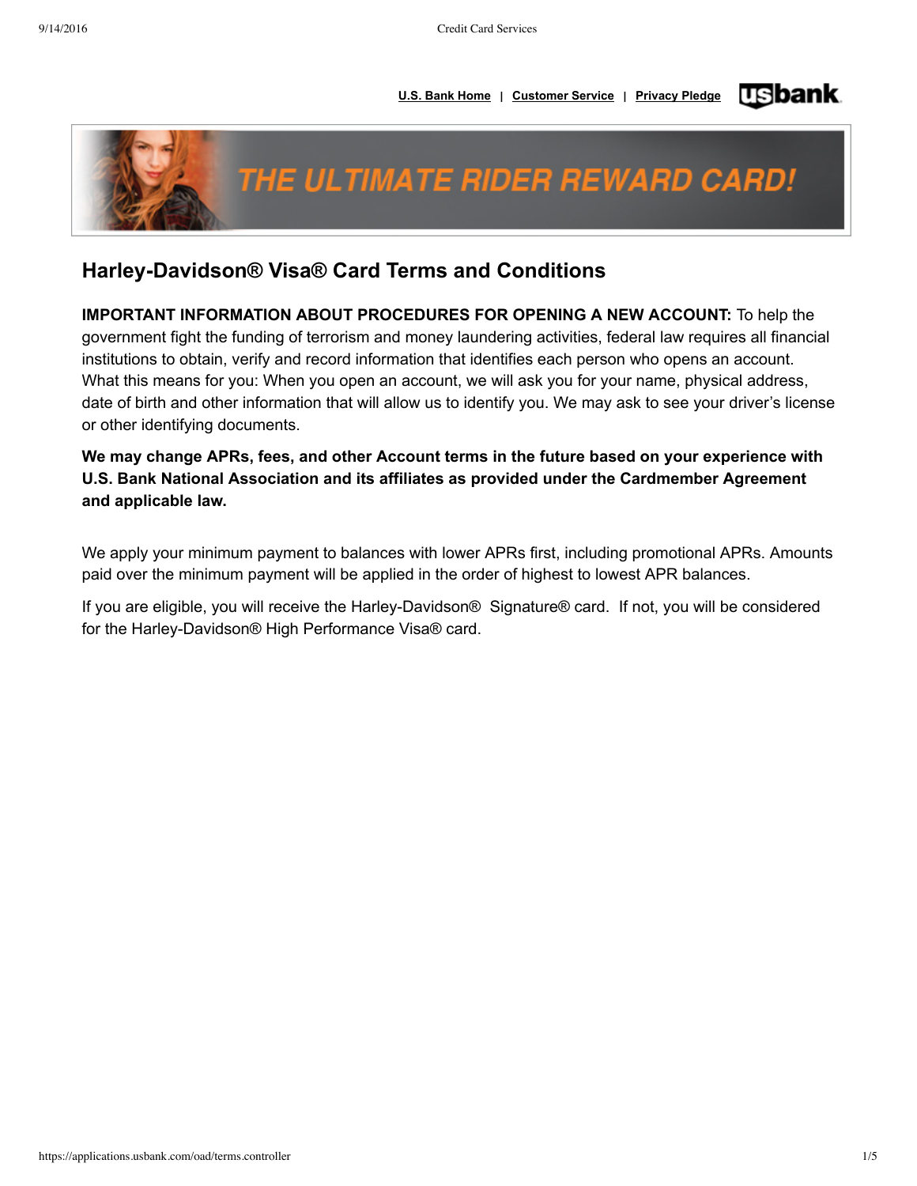U.S. Bank Home | Customer Service | Privacy Pledge

THE ULTIMATE RIDER REWARD CARD!

## Harley-Davidson® Visa® Card Terms and Conditions

**IMPORTANT INFORMATION ABOUT PROCEDURES FOR OPENING A NEW ACCOUNT:** To help the government fight the funding of terrorism and money laundering activities, federal law requires all financial institutions to obtain, verify and record information that identifies each person who opens an account. What this means for you: When you open an account, we will ask you for your name, physical address, date of birth and other information that will allow us to identify you. We may ask to see your driver's license or other identifying documents.

**We may change APRs, fees, and other Account terms in the future based on your experience with U.S. Bank National Association and its affiliates as provided under the Cardmember Agreement and applicable law.**

We apply your minimum payment to balances with lower APRs first, including promotional APRs. Amounts paid over the minimum payment will be applied in the order of highest to lowest APR balances.

If you are eligible, you will receive the Harley-Davidson® Signature® card. If not, you will be considered for the Harley-Davidson® High Performance Visa® card.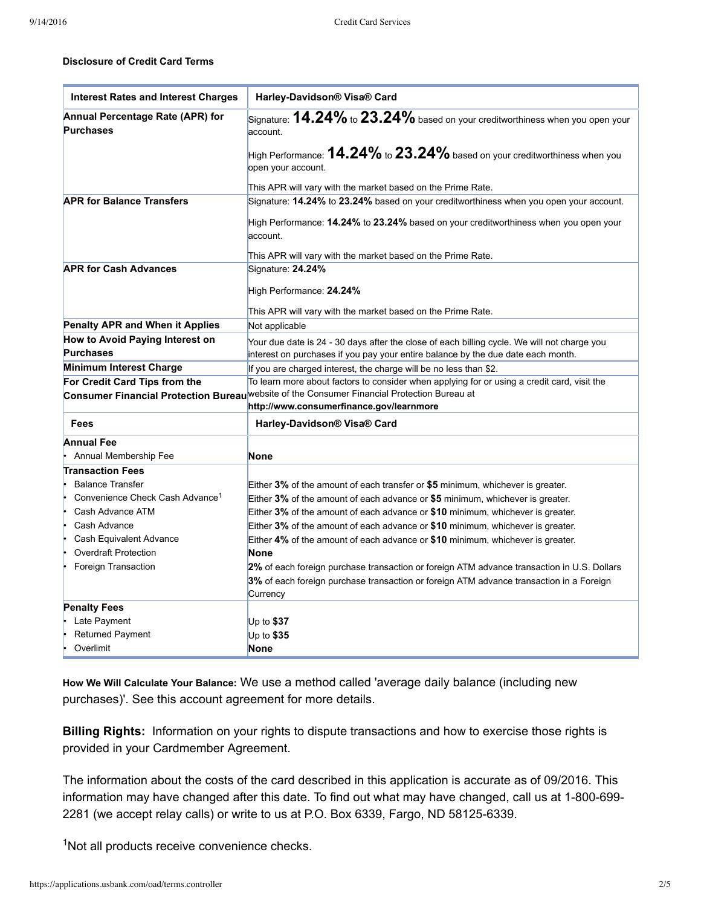**Disclosure of Credit Card Terms**

| Interest Rates and Interest Charges | Harley-Davidson® Visa® Card |
|---|---|
| **Annual Percentage Rate (APR) for Purchases** | Signature: **14.24%** to **23.24%** based on your creditworthiness when you open your account.<br><br>High Performance: **14.24%** to **23.24%** based on your creditworthiness when you open your account.<br><br>This APR will vary with the market based on the Prime Rate. |
| **APR for Balance Transfers** | Signature: **14.24%** to **23.24%** based on your creditworthiness when you open your account.<br><br>High Performance: **14.24%** to **23.24%** based on your creditworthiness when you open your account.<br><br>This APR will vary with the market based on the Prime Rate. |
| **APR for Cash Advances** | Signature: **24.24%**<br><br>High Performance: **24.24%**<br><br>This APR will vary with the market based on the Prime Rate. |
| **Penalty APR and When it Applies** | Not applicable |
| **How to Avoid Paying Interest on Purchases** | Your due date is 24 - 30 days after the close of each billing cycle. We will not charge you interest on purchases if you pay your entire balance by the due date each month. |
| **Minimum Interest Charge** | If you are charged interest, the charge will be no less than $2. |
| **For Credit Card Tips from the Consumer Financial Protection Bureau** | To learn more about factors to consider when applying for or using a credit card, visit the website of the Consumer Financial Protection Bureau at **http://www.consumerfinance.gov/learnmore** |
| **Fees** | **Harley-Davidson® Visa® Card** |
| **Annual Fee**<br>• Annual Membership Fee | <br>**None** |
| **Transaction Fees**<br>• Balance Transfer<br>• Convenience Check Cash Advance[1]<br>• Cash Advance ATM<br>• Cash Advance<br>• Cash Equivalent Advance<br>• Overdraft Protection<br>• Foreign Transaction | <br>Either **3%** of the amount of each transfer or **$5** minimum, whichever is greater.<br>Either **3%** of the amount of each advance or **$5** minimum, whichever is greater.<br>Either **3%** of the amount of each advance or **$10** minimum, whichever is greater.<br>Either **3%** of the amount of each advance or **$10** minimum, whichever is greater.<br>Either **4%** of the amount of each advance or **$10** minimum, whichever is greater.<br>**None**<br>**2%** of each foreign purchase transaction or foreign ATM advance transaction in U.S. Dollars<br>**3%** of each foreign purchase transaction or foreign ATM advance transaction in a Foreign Currency |
| **Penalty Fees**<br>• Late Payment<br>• Returned Payment<br>• Overlimit | <br>Up to **$37**<br>Up to **$35**<br>**None** |

**How We Will Calculate Your Balance:** We use a method called 'average daily balance (including new purchases)'. See this account agreement for more details.

**Billing Rights:** Information on your rights to dispute transactions and how to exercise those rights is provided in your Cardmember Agreement.

The information about the costs of the card described in this application is accurate as of 09/2016. This information may have changed after this date. To find out what may have changed, call us at 1-800-699-2281 (we accept relay calls) or write to us at P.O. Box 6339, Fargo, ND 58125-6339.

[1]Not all products receive convenience checks.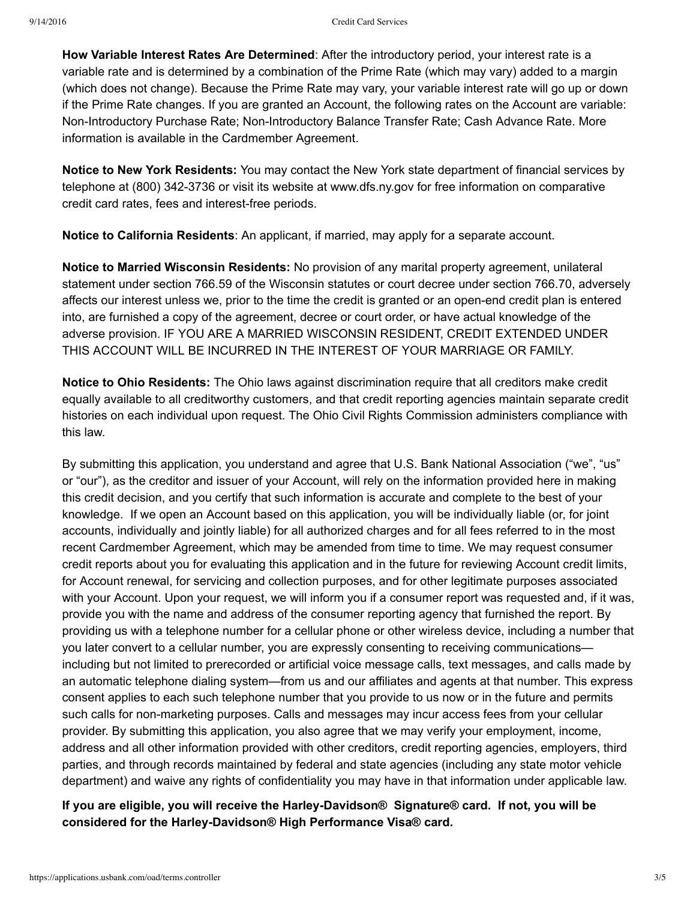**How Variable Interest Rates Are Determined**: After the introductory period, your interest rate is a variable rate and is determined by a combination of the Prime Rate (which may vary) added to a margin (which does not change). Because the Prime Rate may vary, your variable interest rate will go up or down if the Prime Rate changes. If you are granted an Account, the following rates on the Account are variable: Non-Introductory Purchase Rate; Non-Introductory Balance Transfer Rate; Cash Advance Rate. More information is available in the Cardmember Agreement.

**Notice to New York Residents:** You may contact the New York state department of financial services by telephone at (800) 342-3736 or visit its website at www.dfs.ny.gov for free information on comparative credit card rates, fees and interest-free periods.

**Notice to California Residents**: An applicant, if married, may apply for a separate account.

**Notice to Married Wisconsin Residents:** No provision of any marital property agreement, unilateral statement under section 766.59 of the Wisconsin statutes or court decree under section 766.70, adversely affects our interest unless we, prior to the time the credit is granted or an open-end credit plan is entered into, are furnished a copy of the agreement, decree or court order, or have actual knowledge of the adverse provision. IF YOU ARE A MARRIED WISCONSIN RESIDENT, CREDIT EXTENDED UNDER THIS ACCOUNT WILL BE INCURRED IN THE INTEREST OF YOUR MARRIAGE OR FAMILY.

**Notice to Ohio Residents:** The Ohio laws against discrimination require that all creditors make credit equally available to all creditworthy customers, and that credit reporting agencies maintain separate credit histories on each individual upon request. The Ohio Civil Rights Commission administers compliance with this law.

By submitting this application, you understand and agree that U.S. Bank National Association ("we", "us" or "our"), as the creditor and issuer of your Account, will rely on the information provided here in making this credit decision, and you certify that such information is accurate and complete to the best of your knowledge. If we open an Account based on this application, you will be individually liable (or, for joint accounts, individually and jointly liable) for all authorized charges and for all fees referred to in the most recent Cardmember Agreement, which may be amended from time to time. We may request consumer credit reports about you for evaluating this application and in the future for reviewing Account credit limits, for Account renewal, for servicing and collection purposes, and for other legitimate purposes associated with your Account. Upon your request, we will inform you if a consumer report was requested and, if it was, provide you with the name and address of the consumer reporting agency that furnished the report. By providing us with a telephone number for a cellular phone or other wireless device, including a number that you later convert to a cellular number, you are expressly consenting to receiving communications—including but not limited to prerecorded or artificial voice message calls, text messages, and calls made by an automatic telephone dialing system—from us and our affiliates and agents at that number. This express consent applies to each such telephone number that you provide to us now or in the future and permits such calls for non-marketing purposes. Calls and messages may incur access fees from your cellular provider. By submitting this application, you also agree that we may verify your employment, income, address and all other information provided with other creditors, credit reporting agencies, employers, third parties, and through records maintained by federal and state agencies (including any state motor vehicle department) and waive any rights of confidentiality you may have in that information under applicable law.

**If you are eligible, you will receive the Harley-Davidson® Signature® card. If not, you will be considered for the Harley-Davidson® High Performance Visa® card.**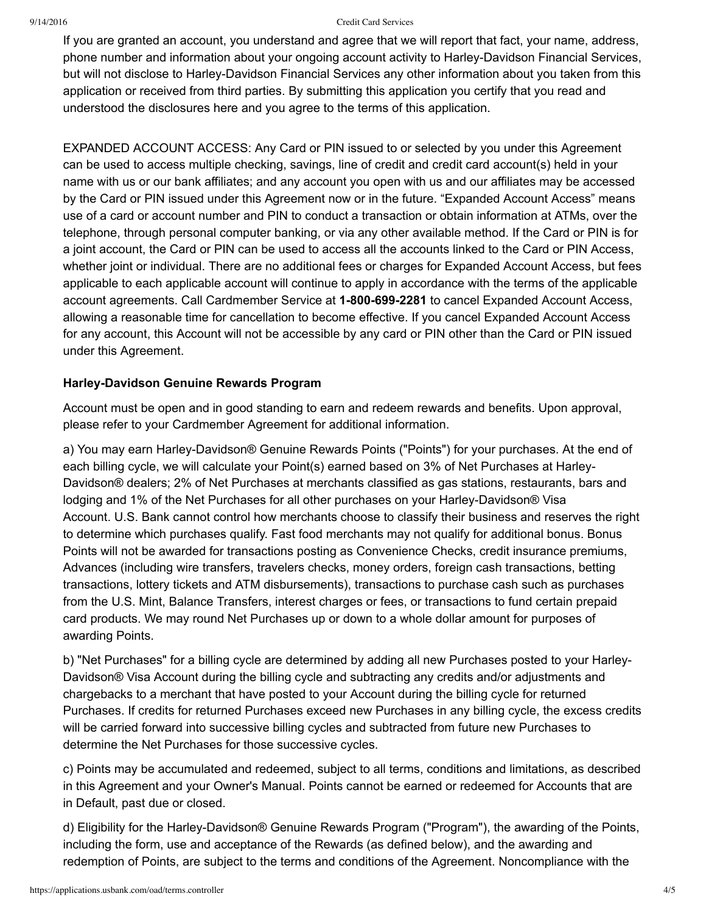If you are granted an account, you understand and agree that we will report that fact, your name, address, phone number and information about your ongoing account activity to Harley-Davidson Financial Services, but will not disclose to Harley-Davidson Financial Services any other information about you taken from this application or received from third parties. By submitting this application you certify that you read and understood the disclosures here and you agree to the terms of this application.

EXPANDED ACCOUNT ACCESS: Any Card or PIN issued to or selected by you under this Agreement can be used to access multiple checking, savings, line of credit and credit card account(s) held in your name with us or our bank affiliates; and any account you open with us and our affiliates may be accessed by the Card or PIN issued under this Agreement now or in the future. "Expanded Account Access" means use of a card or account number and PIN to conduct a transaction or obtain information at ATMs, over the telephone, through personal computer banking, or via any other available method. If the Card or PIN is for a joint account, the Card or PIN can be used to access all the accounts linked to the Card or PIN Access, whether joint or individual. There are no additional fees or charges for Expanded Account Access, but fees applicable to each applicable account will continue to apply in accordance with the terms of the applicable account agreements. Call Cardmember Service at **1-800-699-2281** to cancel Expanded Account Access, allowing a reasonable time for cancellation to become effective. If you cancel Expanded Account Access for any account, this Account will not be accessible by any card or PIN other than the Card or PIN issued under this Agreement.

### Harley-Davidson Genuine Rewards Program

Account must be open and in good standing to earn and redeem rewards and benefits. Upon approval, please refer to your Cardmember Agreement for additional information.

a) You may earn Harley-Davidson® Genuine Rewards Points ("Points") for your purchases. At the end of each billing cycle, we will calculate your Point(s) earned based on 3% of Net Purchases at Harley-Davidson® dealers; 2% of Net Purchases at merchants classified as gas stations, restaurants, bars and lodging and 1% of the Net Purchases for all other purchases on your Harley-Davidson® Visa Account. U.S. Bank cannot control how merchants choose to classify their business and reserves the right to determine which purchases qualify. Fast food merchants may not qualify for additional bonus. Bonus Points will not be awarded for transactions posting as Convenience Checks, credit insurance premiums, Advances (including wire transfers, travelers checks, money orders, foreign cash transactions, betting transactions, lottery tickets and ATM disbursements), transactions to purchase cash such as purchases from the U.S. Mint, Balance Transfers, interest charges or fees, or transactions to fund certain prepaid card products. We may round Net Purchases up or down to a whole dollar amount for purposes of awarding Points.

b) "Net Purchases" for a billing cycle are determined by adding all new Purchases posted to your Harley-Davidson® Visa Account during the billing cycle and subtracting any credits and/or adjustments and chargebacks to a merchant that have posted to your Account during the billing cycle for returned Purchases. If credits for returned Purchases exceed new Purchases in any billing cycle, the excess credits will be carried forward into successive billing cycles and subtracted from future new Purchases to determine the Net Purchases for those successive cycles.

c) Points may be accumulated and redeemed, subject to all terms, conditions and limitations, as described in this Agreement and your Owner's Manual. Points cannot be earned or redeemed for Accounts that are in Default, past due or closed.

d) Eligibility for the Harley-Davidson® Genuine Rewards Program ("Program"), the awarding of the Points, including the form, use and acceptance of the Rewards (as defined below), and the awarding and redemption of Points, are subject to the terms and conditions of the Agreement. Noncompliance with the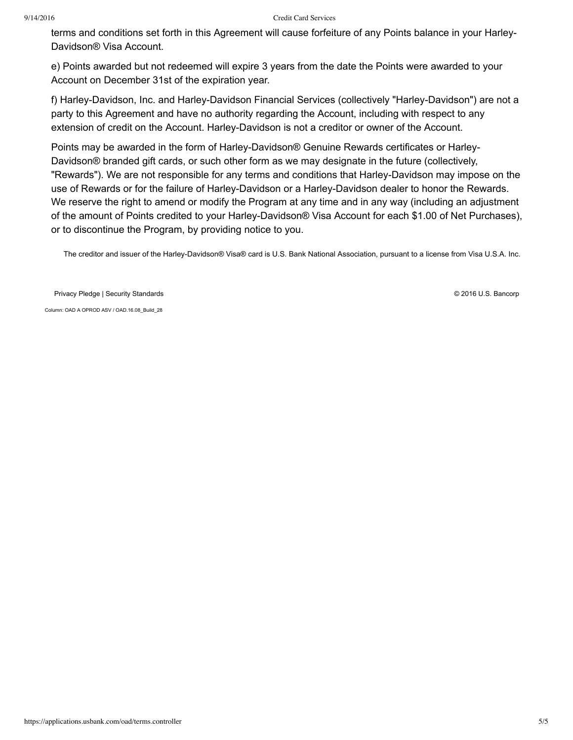terms and conditions set forth in this Agreement will cause forfeiture of any Points balance in your Harley-Davidson® Visa Account.

e) Points awarded but not redeemed will expire 3 years from the date the Points were awarded to your Account on December 31st of the expiration year.

f) Harley-Davidson, Inc. and Harley-Davidson Financial Services (collectively "Harley-Davidson") are not a party to this Agreement and have no authority regarding the Account, including with respect to any extension of credit on the Account. Harley-Davidson is not a creditor or owner of the Account.

Points may be awarded in the form of Harley-Davidson® Genuine Rewards certificates or Harley-Davidson® branded gift cards, or such other form as we may designate in the future (collectively, "Rewards"). We are not responsible for any terms and conditions that Harley-Davidson may impose on the use of Rewards or for the failure of Harley-Davidson or a Harley-Davidson dealer to honor the Rewards. We reserve the right to amend or modify the Program at any time and in any way (including an adjustment of the amount of Points credited to your Harley-Davidson® Visa Account for each $1.00 of Net Purchases), or to discontinue the Program, by providing notice to you.

The creditor and issuer of the Harley-Davidson® Visa® card is U.S. Bank National Association, pursuant to a license from Visa U.S.A. Inc.

Privacy Pledge | Security Standards

© 2016 U.S. Bancorp

Column: OAD A OPROD ASV / OAD.16.08_Build_28